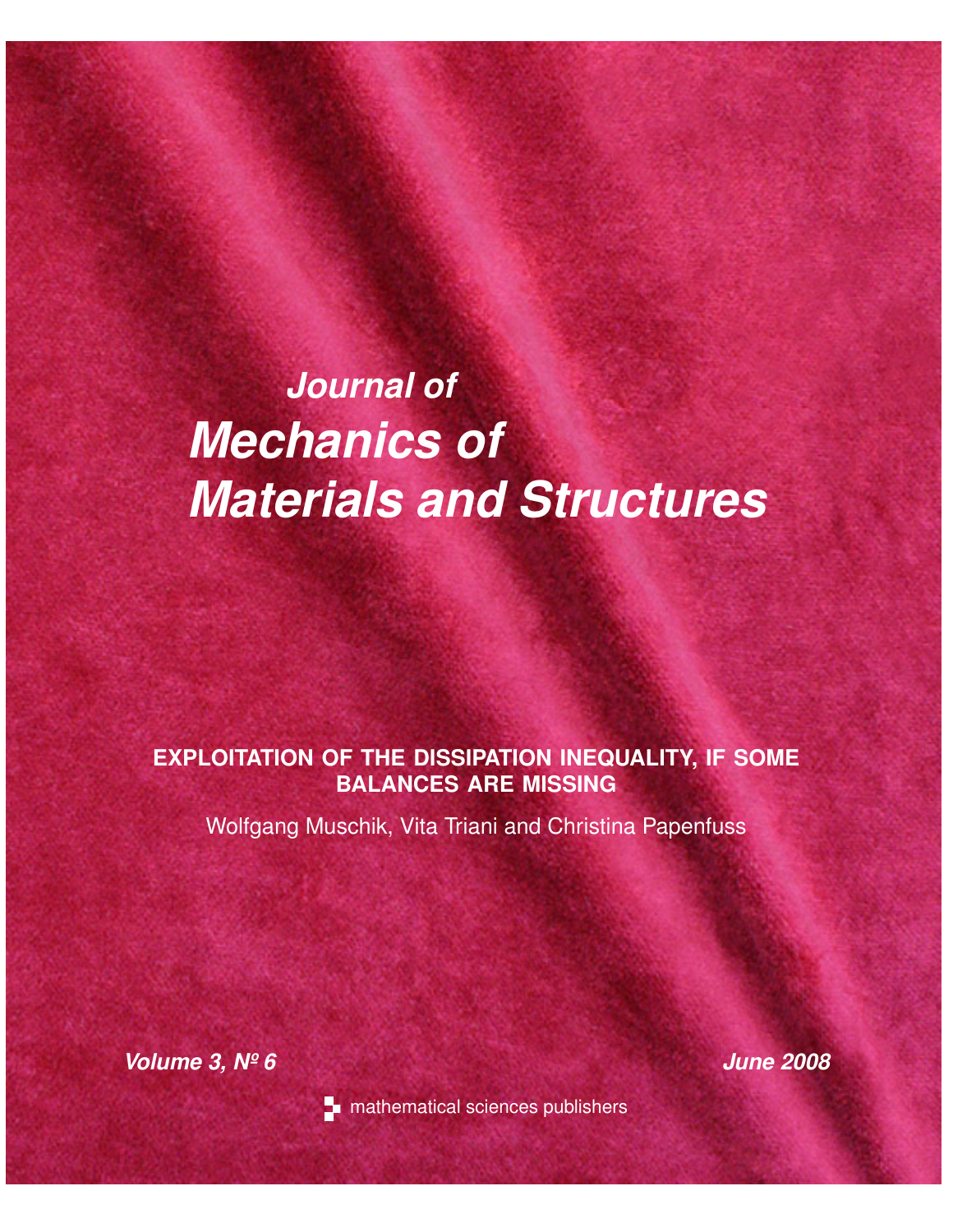# Journal of Mechanics of Materials and Structures

**EXPLOITATION OF THE DISSIPATION INEQUALITY, IF SOME BALANCES ARE MISSING**

Wolfgang Muschik, Vita Triani and Christina Papenfuss

***Volume 3, Nº 6*** ***June 2008***

mathematical sciences publishers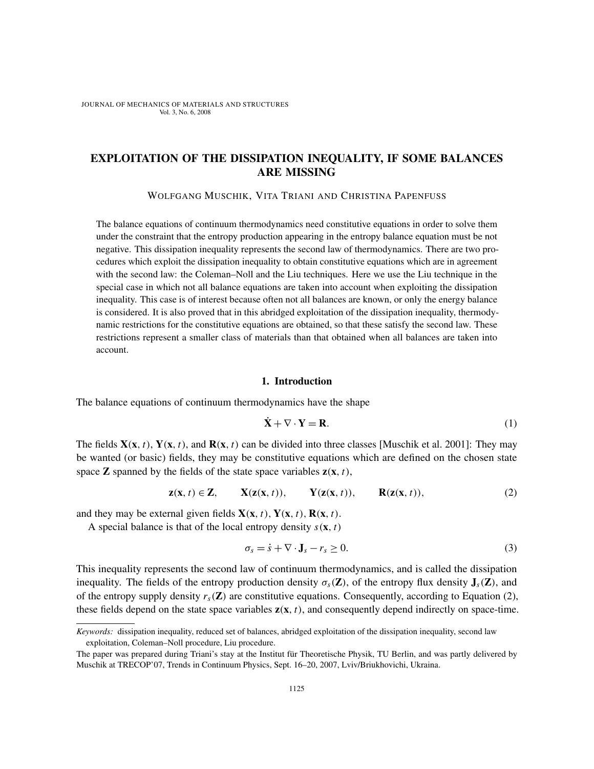# EXPLOITATION OF THE DISSIPATION INEQUALITY, IF SOME BALANCES ARE MISSING

WOLFGANG MUSCHIK, VITA TRIANI AND CHRISTINA PAPENFUSS

The balance equations of continuum thermodynamics need constitutive equations in order to solve them under the constraint that the entropy production appearing in the entropy balance equation must be not negative. This dissipation inequality represents the second law of thermodynamics. There are two procedures which exploit the dissipation inequality to obtain constitutive equations which are in agreement with the second law: the Coleman–Noll and the Liu techniques. Here we use the Liu technique in the special case in which not all balance equations are taken into account when exploiting the dissipation inequality. This case is of interest because often not all balances are known, or only the energy balance is considered. It is also proved that in this abridged exploitation of the dissipation inequality, thermodynamic restrictions for the constitutive equations are obtained, so that these satisfy the second law. These restrictions represent a smaller class of materials than that obtained when all balances are taken into account.

## 1. Introduction

The balance equations of continuum thermodynamics have the shape

$$\dot{\mathbf{X}} + \nabla \cdot \mathbf{Y} = \mathbf{R}. \tag{1}$$

The fields $\mathbf{X}(\mathbf{x}, t)$, $\mathbf{Y}(\mathbf{x}, t)$, and $\mathbf{R}(\mathbf{x}, t)$ can be divided into three classes [Muschik et al. 2001]: They may be wanted (or basic) fields, they may be constitutive equations which are defined on the chosen state space $\mathbf{Z}$ spanned by the fields of the state space variables $\mathbf{z}(\mathbf{x}, t)$,

$$\mathbf{z}(\mathbf{x}, t) \in \mathbf{Z}, \qquad \mathbf{X}(\mathbf{z}(\mathbf{x}, t)), \qquad \mathbf{Y}(\mathbf{z}(\mathbf{x}, t)), \qquad \mathbf{R}(\mathbf{z}(\mathbf{x}, t)), \tag{2}$$

and they may be external given fields $\mathbf{X}(\mathbf{x}, t)$, $\mathbf{Y}(\mathbf{x}, t)$, $\mathbf{R}(\mathbf{x}, t)$.

A special balance is that of the local entropy density $s(\mathbf{x}, t)$

$$\sigma_s = \dot{s} + \nabla \cdot \mathbf{J}_s - r_s \geq 0. \tag{3}$$

This inequality represents the second law of continuum thermodynamics, and is called the dissipation inequality. The fields of the entropy production density $\sigma_s(\mathbf{Z})$, of the entropy flux density $\mathbf{J}_s(\mathbf{Z})$, and of the entropy supply density $r_s(\mathbf{Z})$ are constitutive equations. Consequently, according to Equation (2), these fields depend on the state space variables $\mathbf{z}(\mathbf{x}, t)$, and consequently depend indirectly on space-time.

*Keywords:* dissipation inequality, reduced set of balances, abridged exploitation of the dissipation inequality, second law exploitation, Coleman–Noll procedure, Liu procedure.

The paper was prepared during Triani's stay at the Institut für Theoretische Physik, TU Berlin, and was partly delivered by Muschik at TRECOP'07, Trends in Continuum Physics, Sept. 16–20, 2007, Lviv/Briukhovichi, Ukraina.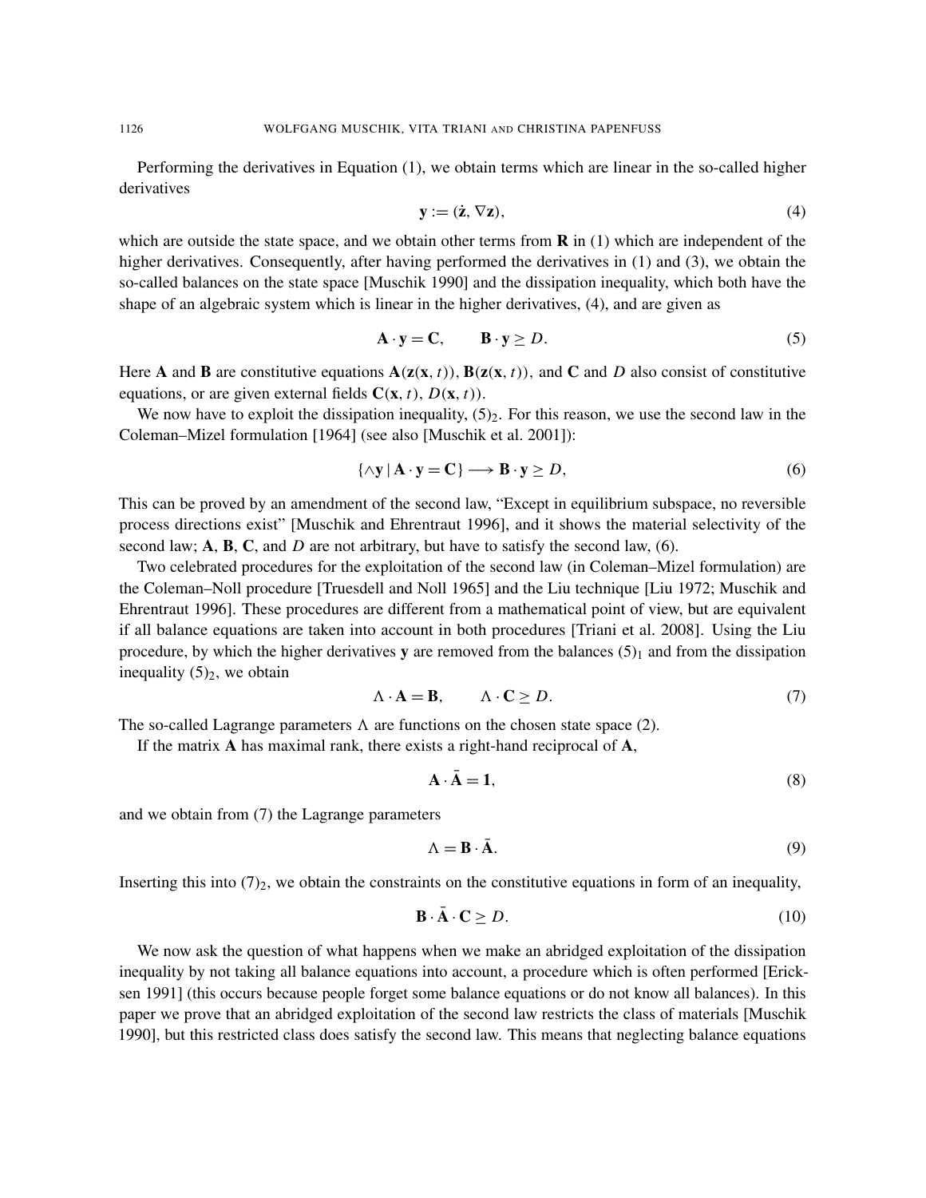Performing the derivatives in Equation (1), we obtain terms which are linear in the so-called higher derivatives

$$\mathbf{y} := (\dot{\mathbf{z}}, \nabla \mathbf{z}), \tag{4}$$

which are outside the state space, and we obtain other terms from $\mathbf{R}$ in (1) which are independent of the higher derivatives. Consequently, after having performed the derivatives in (1) and (3), we obtain the so-called balances on the state space [Muschik 1990] and the dissipation inequality, which both have the shape of an algebraic system which is linear in the higher derivatives, (4), and are given as

$$\mathbf{A} \cdot \mathbf{y} = \mathbf{C}, \qquad \mathbf{B} \cdot \mathbf{y} \geq D. \tag{5}$$

Here $\mathbf{A}$ and $\mathbf{B}$ are constitutive equations $\mathbf{A}(\mathbf{z}(\mathbf{x}, t))$, $\mathbf{B}(\mathbf{z}(\mathbf{x}, t))$, and $\mathbf{C}$ and $D$ also consist of constitutive equations, or are given external fields $\mathbf{C}(\mathbf{x}, t)$, $D(\mathbf{x}, t)$).

We now have to exploit the dissipation inequality, $(5)_2$. For this reason, we use the second law in the Coleman–Mizel formulation [1964] (see also [Muschik et al. 2001]):

$$\{\wedge \mathbf{y} \mid \mathbf{A} \cdot \mathbf{y} = \mathbf{C}\} \longrightarrow \mathbf{B} \cdot \mathbf{y} \geq D, \tag{6}$$

This can be proved by an amendment of the second law, "Except in equilibrium subspace, no reversible process directions exist" [Muschik and Ehrentraut 1996], and it shows the material selectivity of the second law; $\mathbf{A}$, $\mathbf{B}$, $\mathbf{C}$, and $D$ are not arbitrary, but have to satisfy the second law, (6).

Two celebrated procedures for the exploitation of the second law (in Coleman–Mizel formulation) are the Coleman–Noll procedure [Truesdell and Noll 1965] and the Liu technique [Liu 1972; Muschik and Ehrentraut 1996]. These procedures are different from a mathematical point of view, but are equivalent if all balance equations are taken into account in both procedures [Triani et al. 2008]. Using the Liu procedure, by which the higher derivatives $\mathbf{y}$ are removed from the balances $(5)_1$ and from the dissipation inequality $(5)_2$, we obtain

$$\Lambda \cdot \mathbf{A} = \mathbf{B}, \qquad \Lambda \cdot \mathbf{C} \geq D. \tag{7}$$

The so-called Lagrange parameters $\Lambda$ are functions on the chosen state space (2).

If the matrix $\mathbf{A}$ has maximal rank, there exists a right-hand reciprocal of $\mathbf{A}$,

$$\mathbf{A} \cdot \bar{\mathbf{A}} = \mathbf{1}, \tag{8}$$

and we obtain from (7) the Lagrange parameters

$$\Lambda = \mathbf{B} \cdot \bar{\mathbf{A}}. \tag{9}$$

Inserting this into $(7)_2$, we obtain the constraints on the constitutive equations in form of an inequality,

$$\mathbf{B} \cdot \bar{\mathbf{A}} \cdot \mathbf{C} \geq D. \tag{10}$$

We now ask the question of what happens when we make an abridged exploitation of the dissipation inequality by not taking all balance equations into account, a procedure which is often performed [Ericksen 1991] (this occurs because people forget some balance equations or do not know all balances). In this paper we prove that an abridged exploitation of the second law restricts the class of materials [Muschik 1990], but this restricted class does satisfy the second law. This means that neglecting balance equations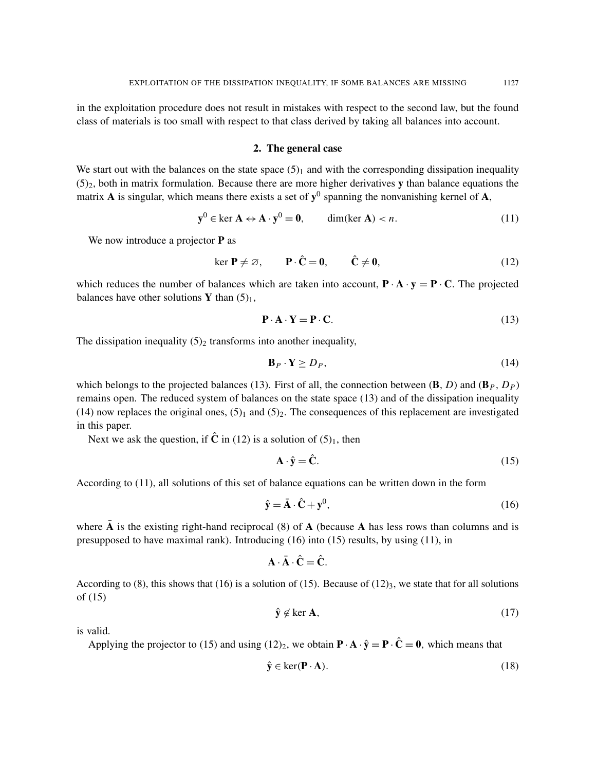in the exploitation procedure does not result in mistakes with respect to the second law, but the found class of materials is too small with respect to that class derived by taking all balances into account.

## 2. The general case

We start out with the balances on the state space $(5)_1$ and with the corresponding dissipation inequality $(5)_2$, both in matrix formulation. Because there are more higher derivatives $\mathbf{y}$ than balance equations the matrix $\mathbf{A}$ is singular, which means there exists a set of $\mathbf{y}^0$ spanning the nonvanishing kernel of $\mathbf{A}$,

$$\mathbf{y}^0 \in \ker \mathbf{A} \leftrightarrow \mathbf{A} \cdot \mathbf{y}^0 = \mathbf{0}, \qquad \dim(\ker \mathbf{A}) < n. \tag{11}$$

We now introduce a projector $\mathbf{P}$ as

$$\ker \mathbf{P} \neq \varnothing, \qquad \mathbf{P} \cdot \hat{\mathbf{C}} = \mathbf{0}, \qquad \hat{\mathbf{C}} \neq \mathbf{0}, \tag{12}$$

which reduces the number of balances which are taken into account, $\mathbf{P} \cdot \mathbf{A} \cdot \mathbf{y} = \mathbf{P} \cdot \mathbf{C}$. The projected balances have other solutions $\mathbf{Y}$ than $(5)_1$,

$$\mathbf{P} \cdot \mathbf{A} \cdot \mathbf{Y} = \mathbf{P} \cdot \mathbf{C}. \tag{13}$$

The dissipation inequality $(5)_2$ transforms into another inequality,

$$\mathbf{B}_P \cdot \mathbf{Y} \geq D_P, \tag{14}$$

which belongs to the projected balances (13). First of all, the connection between ($\mathbf{B}$, $D$) and ($\mathbf{B}_P$, $D_P$) remains open. The reduced system of balances on the state space (13) and of the dissipation inequality (14) now replaces the original ones, $(5)_1$ and $(5)_2$. The consequences of this replacement are investigated in this paper.

Next we ask the question, if $\hat{\mathbf{C}}$ in (12) is a solution of $(5)_1$, then

$$\mathbf{A} \cdot \hat{\mathbf{y}} = \hat{\mathbf{C}}. \tag{15}$$

According to (11), all solutions of this set of balance equations can be written down in the form

$$\hat{\mathbf{y}} = \bar{\mathbf{A}} \cdot \hat{\mathbf{C}} + \mathbf{y}^0, \tag{16}$$

where $\bar{\mathbf{A}}$ is the existing right-hand reciprocal (8) of $\mathbf{A}$ (because $\mathbf{A}$ has less rows than columns and is presupposed to have maximal rank). Introducing (16) into (15) results, by using (11), in

$$\mathbf{A} \cdot \bar{\mathbf{A}} \cdot \hat{\mathbf{C}} = \hat{\mathbf{C}}.$$

According to (8), this shows that (16) is a solution of (15). Because of $(12)_3$, we state that for all solutions of (15)

$$\hat{\mathbf{y}} \notin \ker \mathbf{A}, \tag{17}$$

is valid.

Applying the projector to (15) and using $(12)_2$, we obtain $\mathbf{P} \cdot \mathbf{A} \cdot \hat{\mathbf{y}} = \mathbf{P} \cdot \hat{\mathbf{C}} = \mathbf{0}$, which means that

$$\hat{\mathbf{y}} \in \ker(\mathbf{P} \cdot \mathbf{A}). \tag{18}$$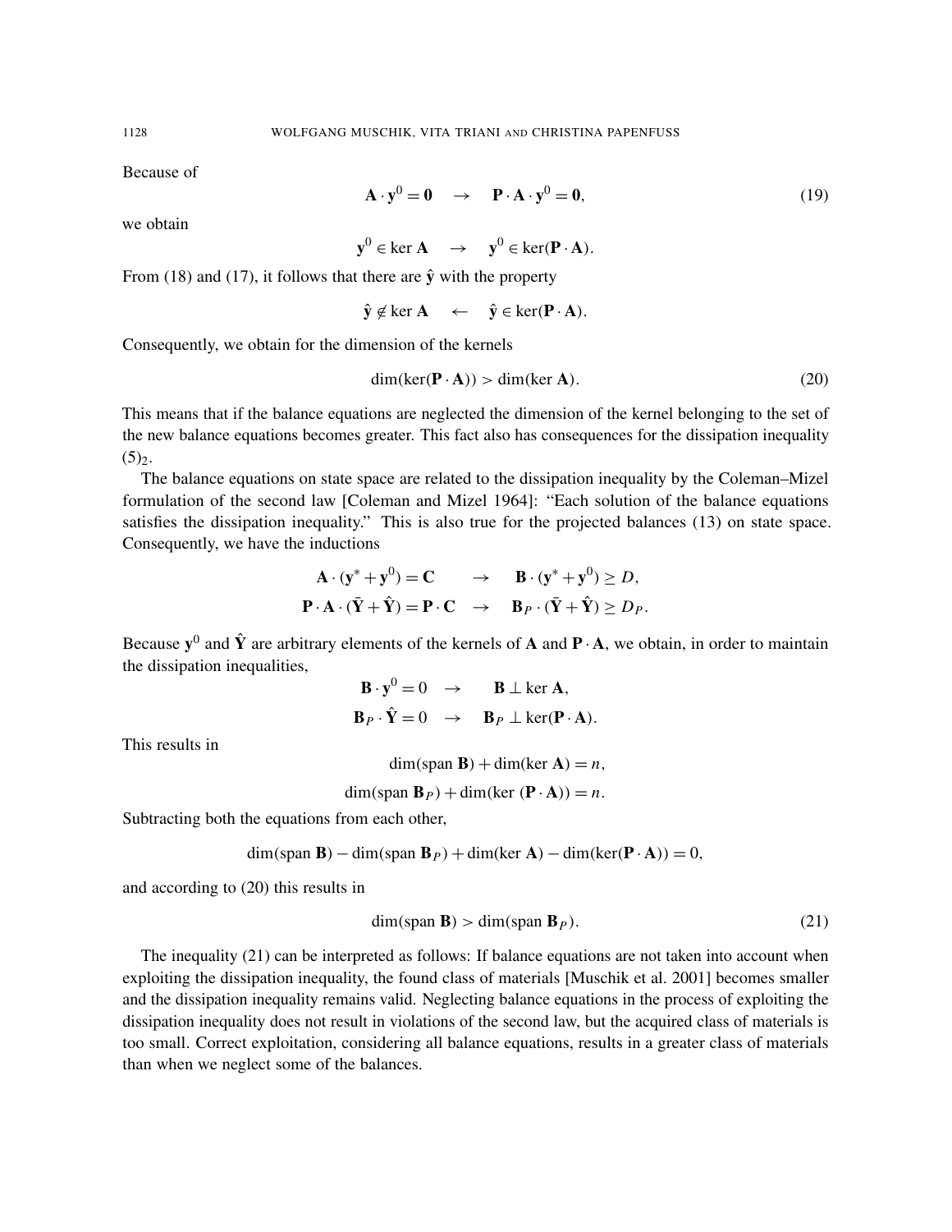Because of

$$\mathbf{A}\cdot\mathbf{y}^0=\mathbf{0} \quad \rightarrow \quad \mathbf{P}\cdot\mathbf{A}\cdot\mathbf{y}^0=\mathbf{0}, \tag{19}$$

we obtain

$$\mathbf{y}^0\in\ker\mathbf{A} \quad \rightarrow \quad \mathbf{y}^0\in\ker(\mathbf{P}\cdot\mathbf{A}).$$

From (18) and (17), it follows that there are $\hat{\mathbf{y}}$ with the property

$$\hat{\mathbf{y}}\notin\ker\mathbf{A} \quad \leftarrow \quad \hat{\mathbf{y}}\in\ker(\mathbf{P}\cdot\mathbf{A}).$$

Consequently, we obtain for the dimension of the kernels

$$\dim(\ker(\mathbf{P}\cdot\mathbf{A}))>\dim(\ker\mathbf{A}). \tag{20}$$

This means that if the balance equations are neglected the dimension of the kernel belonging to the set of the new balance equations becomes greater. This fact also has consequences for the dissipation inequality $(5)_2$.

The balance equations on state space are related to the dissipation inequality by the Coleman–Mizel formulation of the second law [Coleman and Mizel 1964]: "Each solution of the balance equations satisfies the dissipation inequality." This is also true for the projected balances (13) on state space. Consequently, we have the inductions

$$\begin{aligned}\mathbf{A}\cdot(\mathbf{y}^*+\mathbf{y}^0)=\mathbf{C} \quad &\rightarrow \quad \mathbf{B}\cdot(\mathbf{y}^*+\mathbf{y}^0)\geq D,\\ \mathbf{P}\cdot\mathbf{A}\cdot(\bar{\mathbf{Y}}+\hat{\mathbf{Y}})=\mathbf{P}\cdot\mathbf{C} \quad &\rightarrow \quad \mathbf{B}_P\cdot(\bar{\mathbf{Y}}+\hat{\mathbf{Y}})\geq D_P.\end{aligned}$$

Because $\mathbf{y}^0$ and $\hat{\mathbf{Y}}$ are arbitrary elements of the kernels of $\mathbf{A}$ and $\mathbf{P}\cdot\mathbf{A}$, we obtain, in order to maintain the dissipation inequalities,

$$\begin{aligned}\mathbf{B}\cdot\mathbf{y}^0=0 \quad &\rightarrow \quad \mathbf{B}\perp\ker\mathbf{A},\\ \mathbf{B}_P\cdot\hat{\mathbf{Y}}=0 \quad &\rightarrow \quad \mathbf{B}_P\perp\ker(\mathbf{P}\cdot\mathbf{A}).\end{aligned}$$

This results in

$$\dim(\operatorname{span}\mathbf{B})+\dim(\ker\mathbf{A})=n,$$

$$\dim(\operatorname{span}\mathbf{B}_P)+\dim(\ker(\mathbf{P}\cdot\mathbf{A}))=n.$$

Subtracting both the equations from each other,

$$\dim(\operatorname{span}\mathbf{B})-\dim(\operatorname{span}\mathbf{B}_P)+\dim(\ker\mathbf{A})-\dim(\ker(\mathbf{P}\cdot\mathbf{A}))=0,$$

and according to (20) this results in

$$\dim(\operatorname{span}\mathbf{B})>\dim(\operatorname{span}\mathbf{B}_P). \tag{21}$$

The inequality (21) can be interpreted as follows: If balance equations are not taken into account when exploiting the dissipation inequality, the found class of materials [Muschik et al. 2001] becomes smaller and the dissipation inequality remains valid. Neglecting balance equations in the process of exploiting the dissipation inequality does not result in violations of the second law, but the acquired class of materials is too small. Correct exploitation, considering all balance equations, results in a greater class of materials than when we neglect some of the balances.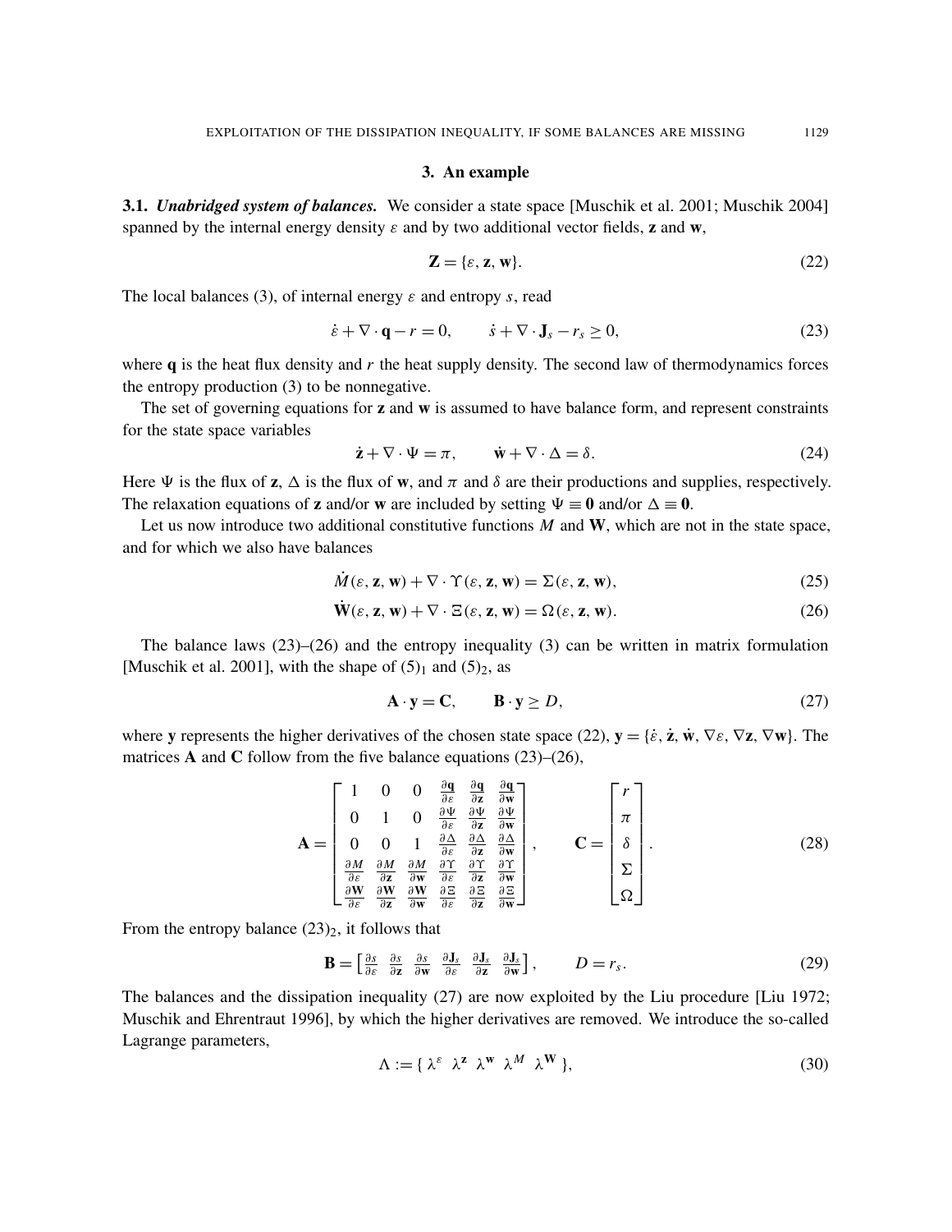## 3. An example

**3.1.** ***Unabridged system of balances.*** We consider a state space [Muschik et al. 2001; Muschik 2004] spanned by the internal energy density $\varepsilon$ and by two additional vector fields, $\mathbf{z}$ and $\mathbf{w}$,

$$\mathbf{Z} = \{\varepsilon, \mathbf{z}, \mathbf{w}\}. \tag{22}$$

The local balances (3), of internal energy $\varepsilon$ and entropy $s$, read

$$\dot{\varepsilon} + \nabla \cdot \mathbf{q} - r = 0, \qquad \dot{s} + \nabla \cdot \mathbf{J}_s - r_s \geq 0, \tag{23}$$

where $\mathbf{q}$ is the heat flux density and $r$ the heat supply density. The second law of thermodynamics forces the entropy production (3) to be nonnegative.

The set of governing equations for $\mathbf{z}$ and $\mathbf{w}$ is assumed to have balance form, and represent constraints for the state space variables

$$\dot{\mathbf{z}} + \nabla \cdot \Psi = \pi, \qquad \dot{\mathbf{w}} + \nabla \cdot \Delta = \delta. \tag{24}$$

Here $\Psi$ is the flux of $\mathbf{z}$, $\Delta$ is the flux of $\mathbf{w}$, and $\pi$ and $\delta$ are their productions and supplies, respectively. The relaxation equations of $\mathbf{z}$ and/or $\mathbf{w}$ are included by setting $\Psi \equiv \mathbf{0}$ and/or $\Delta \equiv \mathbf{0}$.

Let us now introduce two additional constitutive functions $M$ and $\mathbf{W}$, which are not in the state space, and for which we also have balances

$$\dot{M}(\varepsilon, \mathbf{z}, \mathbf{w}) + \nabla \cdot \Upsilon(\varepsilon, \mathbf{z}, \mathbf{w}) = \Sigma(\varepsilon, \mathbf{z}, \mathbf{w}), \tag{25}$$

$$\dot{\mathbf{W}}(\varepsilon, \mathbf{z}, \mathbf{w}) + \nabla \cdot \Xi(\varepsilon, \mathbf{z}, \mathbf{w}) = \Omega(\varepsilon, \mathbf{z}, \mathbf{w}). \tag{26}$$

The balance laws (23)–(26) and the entropy inequality (3) can be written in matrix formulation [Muschik et al. 2001], with the shape of $(5)_1$ and $(5)_2$, as

$$\mathbf{A} \cdot \mathbf{y} = \mathbf{C}, \qquad \mathbf{B} \cdot \mathbf{y} \geq D, \tag{27}$$

where $\mathbf{y}$ represents the higher derivatives of the chosen state space (22), $\mathbf{y} = \{\dot{\varepsilon}, \dot{\mathbf{z}}, \dot{\mathbf{w}}, \nabla\varepsilon, \nabla\mathbf{z}, \nabla\mathbf{w}\}$. The matrices $\mathbf{A}$ and $\mathbf{C}$ follow from the five balance equations (23)–(26),

$$\mathbf{A} = \begin{bmatrix} 1 & 0 & 0 & \frac{\partial \mathbf{q}}{\partial \varepsilon} & \frac{\partial \mathbf{q}}{\partial \mathbf{z}} & \frac{\partial \mathbf{q}}{\partial \mathbf{w}} \\ 0 & 1 & 0 & \frac{\partial \Psi}{\partial \varepsilon} & \frac{\partial \Psi}{\partial \mathbf{z}} & \frac{\partial \Psi}{\partial \mathbf{w}} \\ 0 & 0 & 1 & \frac{\partial \Delta}{\partial \varepsilon} & \frac{\partial \Delta}{\partial \mathbf{z}} & \frac{\partial \Delta}{\partial \mathbf{w}} \\ \frac{\partial M}{\partial \varepsilon} & \frac{\partial M}{\partial \mathbf{z}} & \frac{\partial M}{\partial \mathbf{w}} & \frac{\partial \Upsilon}{\partial \varepsilon} & \frac{\partial \Upsilon}{\partial \mathbf{z}} & \frac{\partial \Upsilon}{\partial \mathbf{w}} \\ \frac{\partial \mathbf{W}}{\partial \varepsilon} & \frac{\partial \mathbf{W}}{\partial \mathbf{z}} & \frac{\partial \mathbf{W}}{\partial \mathbf{w}} & \frac{\partial \Xi}{\partial \varepsilon} & \frac{\partial \Xi}{\partial \mathbf{z}} & \frac{\partial \Xi}{\partial \mathbf{w}} \end{bmatrix}, \qquad \mathbf{C} = \begin{bmatrix} r \\ \pi \\ \delta \\ \Sigma \\ \Omega \end{bmatrix}. \tag{28}$$

From the entropy balance $(23)_2$, it follows that

$$\mathbf{B} = \begin{bmatrix} \frac{\partial s}{\partial \varepsilon} & \frac{\partial s}{\partial \mathbf{z}} & \frac{\partial s}{\partial \mathbf{w}} & \frac{\partial \mathbf{J}_s}{\partial \varepsilon} & \frac{\partial \mathbf{J}_s}{\partial \mathbf{z}} & \frac{\partial \mathbf{J}_s}{\partial \mathbf{w}} \end{bmatrix}, \qquad D = r_s. \tag{29}$$

The balances and the dissipation inequality (27) are now exploited by the Liu procedure [Liu 1972; Muschik and Ehrentraut 1996], by which the higher derivatives are removed. We introduce the so-called Lagrange parameters,

$$\Lambda := \{\ \lambda^{\varepsilon}\ \ \lambda^{\mathbf{z}}\ \ \lambda^{\mathbf{w}}\ \ \lambda^{M}\ \ \lambda^{\mathbf{W}}\ \}, \tag{30}$$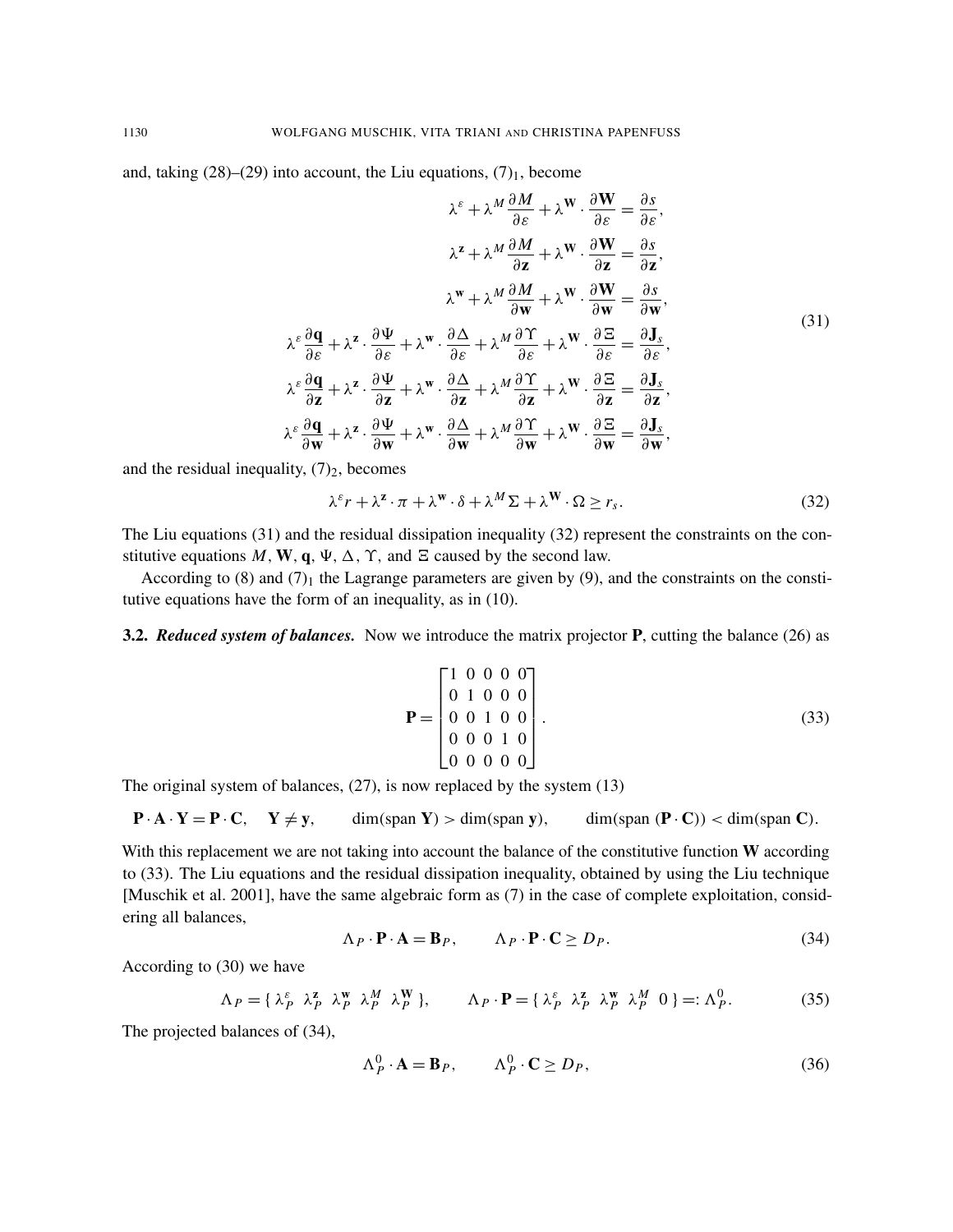and, taking (28)–(29) into account, the Liu equations, $(7)_1$, become

$$
\begin{aligned}
\lambda^{\varepsilon} + \lambda^{M} \frac{\partial M}{\partial \varepsilon} + \lambda^{\mathbf{W}} \cdot \frac{\partial \mathbf{W}}{\partial \varepsilon} &= \frac{\partial s}{\partial \varepsilon}, \\
\lambda^{\mathbf{z}} + \lambda^{M} \frac{\partial M}{\partial \mathbf{z}} + \lambda^{\mathbf{W}} \cdot \frac{\partial \mathbf{W}}{\partial \mathbf{z}} &= \frac{\partial s}{\partial \mathbf{z}}, \\
\lambda^{\mathbf{w}} + \lambda^{M} \frac{\partial M}{\partial \mathbf{w}} + \lambda^{\mathbf{W}} \cdot \frac{\partial \mathbf{W}}{\partial \mathbf{w}} &= \frac{\partial s}{\partial \mathbf{w}}, \\
\lambda^{\varepsilon} \frac{\partial \mathbf{q}}{\partial \varepsilon} + \lambda^{\mathbf{z}} \cdot \frac{\partial \Psi}{\partial \varepsilon} + \lambda^{\mathbf{w}} \cdot \frac{\partial \Delta}{\partial \varepsilon} + \lambda^{M} \frac{\partial \Upsilon}{\partial \varepsilon} + \lambda^{\mathbf{W}} \cdot \frac{\partial \Xi}{\partial \varepsilon} &= \frac{\partial \mathbf{J}_s}{\partial \varepsilon}, \\
\lambda^{\varepsilon} \frac{\partial \mathbf{q}}{\partial \mathbf{z}} + \lambda^{\mathbf{z}} \cdot \frac{\partial \Psi}{\partial \mathbf{z}} + \lambda^{\mathbf{w}} \cdot \frac{\partial \Delta}{\partial \mathbf{z}} + \lambda^{M} \frac{\partial \Upsilon}{\partial \mathbf{z}} + \lambda^{\mathbf{W}} \cdot \frac{\partial \Xi}{\partial \mathbf{z}} &= \frac{\partial \mathbf{J}_s}{\partial \mathbf{z}}, \\
\lambda^{\varepsilon} \frac{\partial \mathbf{q}}{\partial \mathbf{w}} + \lambda^{\mathbf{z}} \cdot \frac{\partial \Psi}{\partial \mathbf{w}} + \lambda^{\mathbf{w}} \cdot \frac{\partial \Delta}{\partial \mathbf{w}} + \lambda^{M} \frac{\partial \Upsilon}{\partial \mathbf{w}} + \lambda^{\mathbf{W}} \cdot \frac{\partial \Xi}{\partial \mathbf{w}} &= \frac{\partial \mathbf{J}_s}{\partial \mathbf{w}},
\end{aligned}
\tag{31}
$$

and the residual inequality, $(7)_2$, becomes

$$
\lambda^{\varepsilon} r + \lambda^{\mathbf{z}} \cdot \pi + \lambda^{\mathbf{w}} \cdot \delta + \lambda^{M} \Sigma + \lambda^{\mathbf{W}} \cdot \Omega \geq r_s. \tag{32}
$$

The Liu equations (31) and the residual dissipation inequality (32) represent the constraints on the constitutive equations $M$, $\mathbf{W}$, $\mathbf{q}$, $\Psi$, $\Delta$, $\Upsilon$, and $\Xi$ caused by the second law.

According to (8) and $(7)_1$ the Lagrange parameters are given by (9), and the constraints on the constitutive equations have the form of an inequality, as in (10).

**3.2.** ***Reduced system of balances.*** Now we introduce the matrix projector $\mathbf{P}$, cutting the balance (26) as

$$
\mathbf{P} = \begin{bmatrix} 1 & 0 & 0 & 0 & 0 \\ 0 & 1 & 0 & 0 & 0 \\ 0 & 0 & 1 & 0 & 0 \\ 0 & 0 & 0 & 1 & 0 \\ 0 & 0 & 0 & 0 & 0 \end{bmatrix}. \tag{33}
$$

The original system of balances, (27), is now replaced by the system (13)

$$
\mathbf{P} \cdot \mathbf{A} \cdot \mathbf{Y} = \mathbf{P} \cdot \mathbf{C}, \quad \mathbf{Y} \neq \mathbf{y}, \qquad \dim(\operatorname{span} \mathbf{Y}) > \dim(\operatorname{span} \mathbf{y}), \qquad \dim(\operatorname{span} (\mathbf{P} \cdot \mathbf{C})) < \dim(\operatorname{span} \mathbf{C}).
$$

With this replacement we are not taking into account the balance of the constitutive function $\mathbf{W}$ according to (33). The Liu equations and the residual dissipation inequality, obtained by using the Liu technique [Muschik et al. 2001], have the same algebraic form as (7) in the case of complete exploitation, considering all balances,

$$
\Lambda_P \cdot \mathbf{P} \cdot \mathbf{A} = \mathbf{B}_P, \qquad \Lambda_P \cdot \mathbf{P} \cdot \mathbf{C} \geq D_P. \tag{34}
$$

According to (30) we have

$$
\Lambda_P = \{\, \lambda_P^{\varepsilon} \;\; \lambda_P^{\mathbf{z}} \;\; \lambda_P^{\mathbf{w}} \;\; \lambda_P^{M} \;\; \lambda_P^{\mathbf{W}} \,\}, \qquad \Lambda_P \cdot \mathbf{P} = \{\, \lambda_P^{\varepsilon} \;\; \lambda_P^{\mathbf{z}} \;\; \lambda_P^{\mathbf{w}} \;\; \lambda_P^{M} \;\; 0 \,\} =: \Lambda_P^0. \tag{35}
$$

The projected balances of (34),

$$
\Lambda_P^0 \cdot \mathbf{A} = \mathbf{B}_P, \qquad \Lambda_P^0 \cdot \mathbf{C} \geq D_P, \tag{36}
$$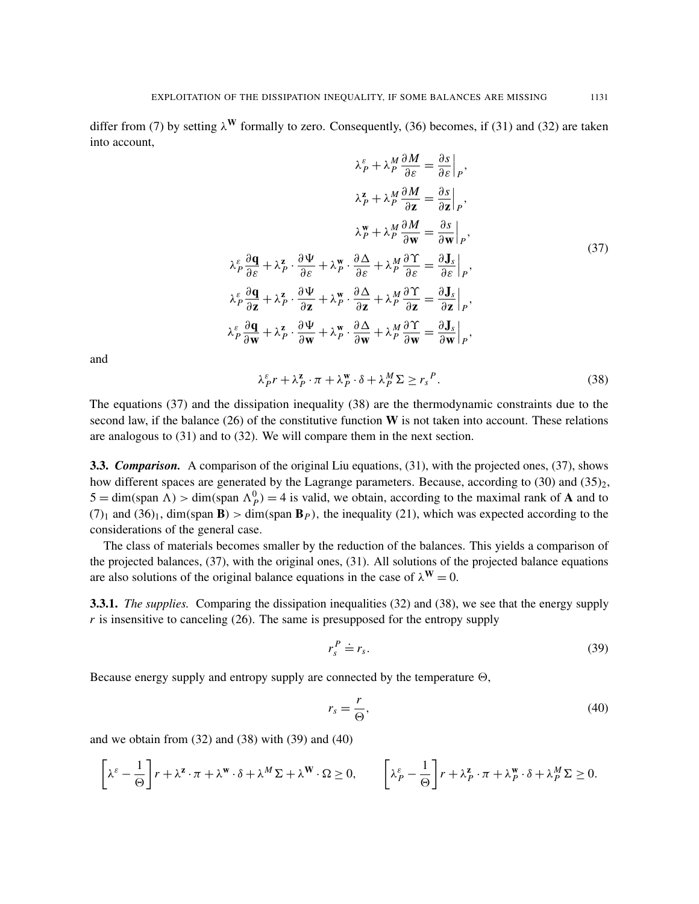differ from (7) by setting $\lambda^{\mathbf{W}}$ formally to zero. Consequently, (36) becomes, if (31) and (32) are taken into account,

$$
\begin{aligned}
\lambda_P^{\varepsilon} + \lambda_P^{M} \frac{\partial M}{\partial \varepsilon} &= \frac{\partial s}{\partial \varepsilon}\Big|_P, \\
\lambda_P^{\mathbf{z}} + \lambda_P^{M} \frac{\partial M}{\partial \mathbf{z}} &= \frac{\partial s}{\partial \mathbf{z}}\Big|_P, \\
\lambda_P^{\mathbf{w}} + \lambda_P^{M} \frac{\partial M}{\partial \mathbf{w}} &= \frac{\partial s}{\partial \mathbf{w}}\Big|_P, \\
\lambda_P^{\varepsilon} \frac{\partial \mathbf{q}}{\partial \varepsilon} + \lambda_P^{\mathbf{z}} \cdot \frac{\partial \Psi}{\partial \varepsilon} + \lambda_P^{\mathbf{w}} \cdot \frac{\partial \Delta}{\partial \varepsilon} + \lambda_P^{M} \frac{\partial \Upsilon}{\partial \varepsilon} &= \frac{\partial \mathbf{J}_s}{\partial \varepsilon}\Big|_P, \\
\lambda_P^{\varepsilon} \frac{\partial \mathbf{q}}{\partial \mathbf{z}} + \lambda_P^{\mathbf{z}} \cdot \frac{\partial \Psi}{\partial \mathbf{z}} + \lambda_P^{\mathbf{w}} \cdot \frac{\partial \Delta}{\partial \mathbf{z}} + \lambda_P^{M} \frac{\partial \Upsilon}{\partial \mathbf{z}} &= \frac{\partial \mathbf{J}_s}{\partial \mathbf{z}}\Big|_P, \\
\lambda_P^{\varepsilon} \frac{\partial \mathbf{q}}{\partial \mathbf{w}} + \lambda_P^{\mathbf{z}} \cdot \frac{\partial \Psi}{\partial \mathbf{w}} + \lambda_P^{\mathbf{w}} \cdot \frac{\partial \Delta}{\partial \mathbf{w}} + \lambda_P^{M} \frac{\partial \Upsilon}{\partial \mathbf{w}} &= \frac{\partial \mathbf{J}_s}{\partial \mathbf{w}}\Big|_P,
\end{aligned}
\tag{37}
$$

and

$$
\lambda_P^{\varepsilon} r + \lambda_P^{\mathbf{z}} \cdot \pi + \lambda_P^{\mathbf{w}} \cdot \delta + \lambda_P^{M} \Sigma \geq {r_s}^{P}. \tag{38}
$$

The equations (37) and the dissipation inequality (38) are the thermodynamic constraints due to the second law, if the balance (26) of the constitutive function $\mathbf{W}$ is not taken into account. These relations are analogous to (31) and to (32). We will compare them in the next section.

**3.3.** ***Comparison.*** A comparison of the original Liu equations, (31), with the projected ones, (37), shows how different spaces are generated by the Lagrange parameters. Because, according to (30) and $(35)_2$, $5 = \dim(\operatorname{span} \Lambda) > \dim(\operatorname{span} \Lambda_P^0) = 4$ is valid, we obtain, according to the maximal rank of $\mathbf{A}$ and to $(7)_1$ and $(36)_1$, $\dim(\operatorname{span} \mathbf{B}) > \dim(\operatorname{span} \mathbf{B}_P)$, the inequality (21), which was expected according to the considerations of the general case.

The class of materials becomes smaller by the reduction of the balances. This yields a comparison of the projected balances, (37), with the original ones, (31). All solutions of the projected balance equations are also solutions of the original balance equations in the case of $\lambda^{\mathbf{W}} = 0$.

**3.3.1.** *The supplies.* Comparing the dissipation inequalities (32) and (38), we see that the energy supply $r$ is insensitive to canceling (26). The same is presupposed for the entropy supply

$$
r_s^P \doteq r_s. \tag{39}
$$

Because energy supply and entropy supply are connected by the temperature $\Theta$,

$$
r_s = \frac{r}{\Theta}, \tag{40}
$$

and we obtain from (32) and (38) with (39) and (40)

$$
\left[\lambda^{\varepsilon} - \frac{1}{\Theta}\right] r + \lambda^{\mathbf{z}} \cdot \pi + \lambda^{\mathbf{w}} \cdot \delta + \lambda^{M} \Sigma + \lambda^{\mathbf{W}} \cdot \Omega \geq 0, \qquad \left[\lambda_P^{\varepsilon} - \frac{1}{\Theta}\right] r + \lambda_P^{\mathbf{z}} \cdot \pi + \lambda_P^{\mathbf{w}} \cdot \delta + \lambda_P^{M} \Sigma \geq 0.
$$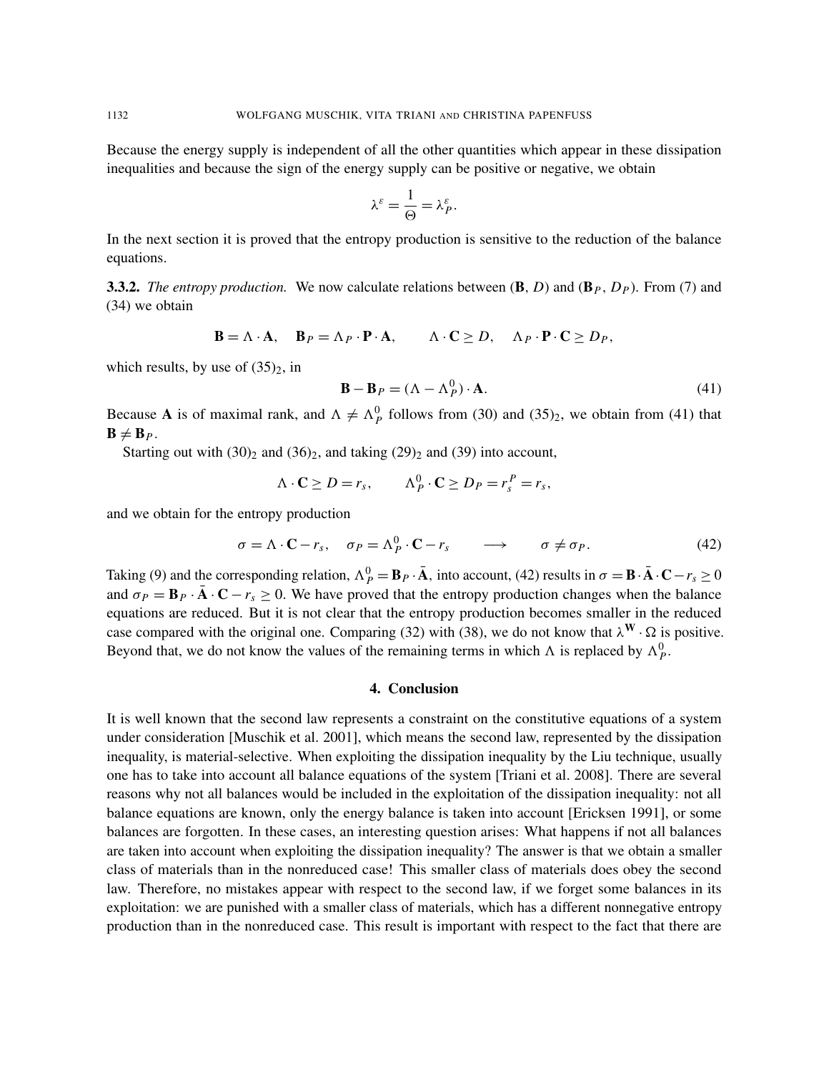Because the energy supply is independent of all the other quantities which appear in these dissipation inequalities and because the sign of the energy supply can be positive or negative, we obtain

$$\lambda^{\varepsilon} = \frac{1}{\Theta} = \lambda_P^{\varepsilon}.$$

In the next section it is proved that the entropy production is sensitive to the reduction of the balance equations.

**3.3.2.** *The entropy production.* We now calculate relations between ($\mathbf{B}$, $D$) and ($\mathbf{B}_P$, $D_P$). From (7) and (34) we obtain

$$\mathbf{B} = \Lambda \cdot \mathbf{A}, \quad \mathbf{B}_P = \Lambda_P \cdot \mathbf{P} \cdot \mathbf{A}, \qquad \Lambda \cdot \mathbf{C} \geq D, \quad \Lambda_P \cdot \mathbf{P} \cdot \mathbf{C} \geq D_P,$$

which results, by use of $(35)_2$, in

$$\mathbf{B} - \mathbf{B}_P = (\Lambda - \Lambda_P^0) \cdot \mathbf{A}. \tag{41}$$

Because $\mathbf{A}$ is of maximal rank, and $\Lambda \neq \Lambda_P^0$ follows from (30) and $(35)_2$, we obtain from (41) that $\mathbf{B} \neq \mathbf{B}_P$.

Starting out with $(30)_2$ and $(36)_2$, and taking $(29)_2$ and (39) into account,

$$\Lambda \cdot \mathbf{C} \geq D = r_s, \qquad \Lambda_P^0 \cdot \mathbf{C} \geq D_P = r_s^P = r_s,$$

and we obtain for the entropy production

$$\sigma = \Lambda \cdot \mathbf{C} - r_s, \quad \sigma_P = \Lambda_P^0 \cdot \mathbf{C} - r_s \qquad \longrightarrow \qquad \sigma \neq \sigma_P. \tag{42}$$

Taking (9) and the corresponding relation, $\Lambda_P^0 = \mathbf{B}_P \cdot \bar{\mathbf{A}}$, into account, (42) results in $\sigma = \mathbf{B} \cdot \bar{\mathbf{A}} \cdot \mathbf{C} - r_s \geq 0$ and $\sigma_P = \mathbf{B}_P \cdot \bar{\mathbf{A}} \cdot \mathbf{C} - r_s \geq 0$. We have proved that the entropy production changes when the balance equations are reduced. But it is not clear that the entropy production becomes smaller in the reduced case compared with the original one. Comparing (32) with (38), we do not know that $\lambda^{\mathbf{W}} \cdot \Omega$ is positive. Beyond that, we do not know the values of the remaining terms in which $\Lambda$ is replaced by $\Lambda_P^0$.

## 4. Conclusion

It is well known that the second law represents a constraint on the constitutive equations of a system under consideration [Muschik et al. 2001], which means the second law, represented by the dissipation inequality, is material-selective. When exploiting the dissipation inequality by the Liu technique, usually one has to take into account all balance equations of the system [Triani et al. 2008]. There are several reasons why not all balances would be included in the exploitation of the dissipation inequality: not all balance equations are known, only the energy balance is taken into account [Ericksen 1991], or some balances are forgotten. In these cases, an interesting question arises: What happens if not all balances are taken into account when exploiting the dissipation inequality? The answer is that we obtain a smaller class of materials than in the nonreduced case! This smaller class of materials does obey the second law. Therefore, no mistakes appear with respect to the second law, if we forget some balances in its exploitation: we are punished with a smaller class of materials, which has a different nonnegative entropy production than in the nonreduced case. This result is important with respect to the fact that there are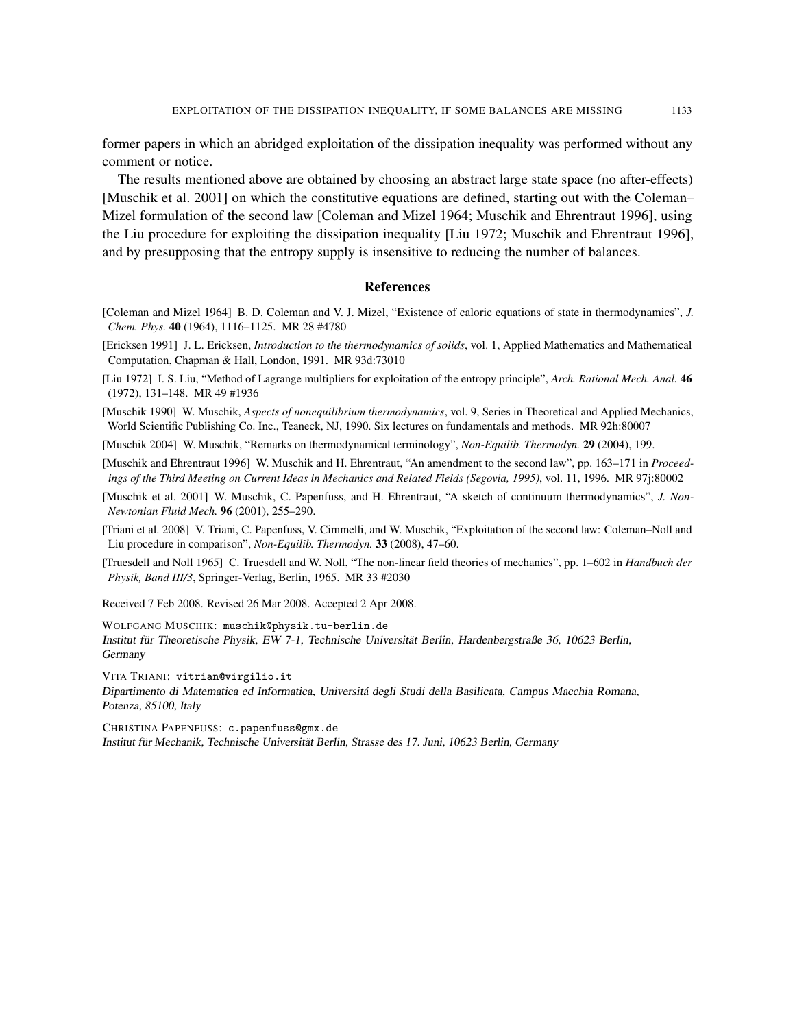former papers in which an abridged exploitation of the dissipation inequality was performed without any comment or notice.

The results mentioned above are obtained by choosing an abstract large state space (no after-effects) [Muschik et al. 2001] on which the constitutive equations are defined, starting out with the Coleman–Mizel formulation of the second law [Coleman and Mizel 1964; Muschik and Ehrentraut 1996], using the Liu procedure for exploiting the dissipation inequality [Liu 1972; Muschik and Ehrentraut 1996], and by presupposing that the entropy supply is insensitive to reducing the number of balances.

## References

[Coleman and Mizel 1964] B. D. Coleman and V. J. Mizel, "Existence of caloric equations of state in thermodynamics", *J. Chem. Phys.* **40** (1964), 1116–1125. MR 28 #4780

[Ericksen 1991] J. L. Ericksen, *Introduction to the thermodynamics of solids*, vol. 1, Applied Mathematics and Mathematical Computation, Chapman & Hall, London, 1991. MR 93d:73010

[Liu 1972] I. S. Liu, "Method of Lagrange multipliers for exploitation of the entropy principle", *Arch. Rational Mech. Anal.* **46** (1972), 131–148. MR 49 #1936

[Muschik 1990] W. Muschik, *Aspects of nonequilibrium thermodynamics*, vol. 9, Series in Theoretical and Applied Mechanics, World Scientific Publishing Co. Inc., Teaneck, NJ, 1990. Six lectures on fundamentals and methods. MR 92h:80007

[Muschik 2004] W. Muschik, "Remarks on thermodynamical terminology", *Non-Equilib. Thermodyn.* **29** (2004), 199.

[Muschik and Ehrentraut 1996] W. Muschik and H. Ehrentraut, "An amendment to the second law", pp. 163–171 in *Proceedings of the Third Meeting on Current Ideas in Mechanics and Related Fields (Segovia, 1995)*, vol. 11, 1996. MR 97j:80002

[Muschik et al. 2001] W. Muschik, C. Papenfuss, and H. Ehrentraut, "A sketch of continuum thermodynamics", *J. Non-Newtonian Fluid Mech.* **96** (2001), 255–290.

[Triani et al. 2008] V. Triani, C. Papenfuss, V. Cimmelli, and W. Muschik, "Exploitation of the second law: Coleman–Noll and Liu procedure in comparison", *Non-Equilib. Thermodyn.* **33** (2008), 47–60.

[Truesdell and Noll 1965] C. Truesdell and W. Noll, "The non-linear field theories of mechanics", pp. 1–602 in *Handbuch der Physik, Band III/3*, Springer-Verlag, Berlin, 1965. MR 33 #2030

Received 7 Feb 2008. Revised 26 Mar 2008. Accepted 2 Apr 2008.

WOLFGANG MUSCHIK: muschik@physik.tu-berlin.de
*Institut für Theoretische Physik, EW 7-1, Technische Universität Berlin, Hardenbergstraße 36, 10623 Berlin, Germany*

VITA TRIANI: vitrian@virgilio.it
*Dipartimento di Matematica ed Informatica, Universitá degli Studi della Basilicata, Campus Macchia Romana, Potenza, 85100, Italy*

CHRISTINA PAPENFUSS: c.papenfuss@gmx.de
*Institut für Mechanik, Technische Universität Berlin, Strasse des 17. Juni, 10623 Berlin, Germany*